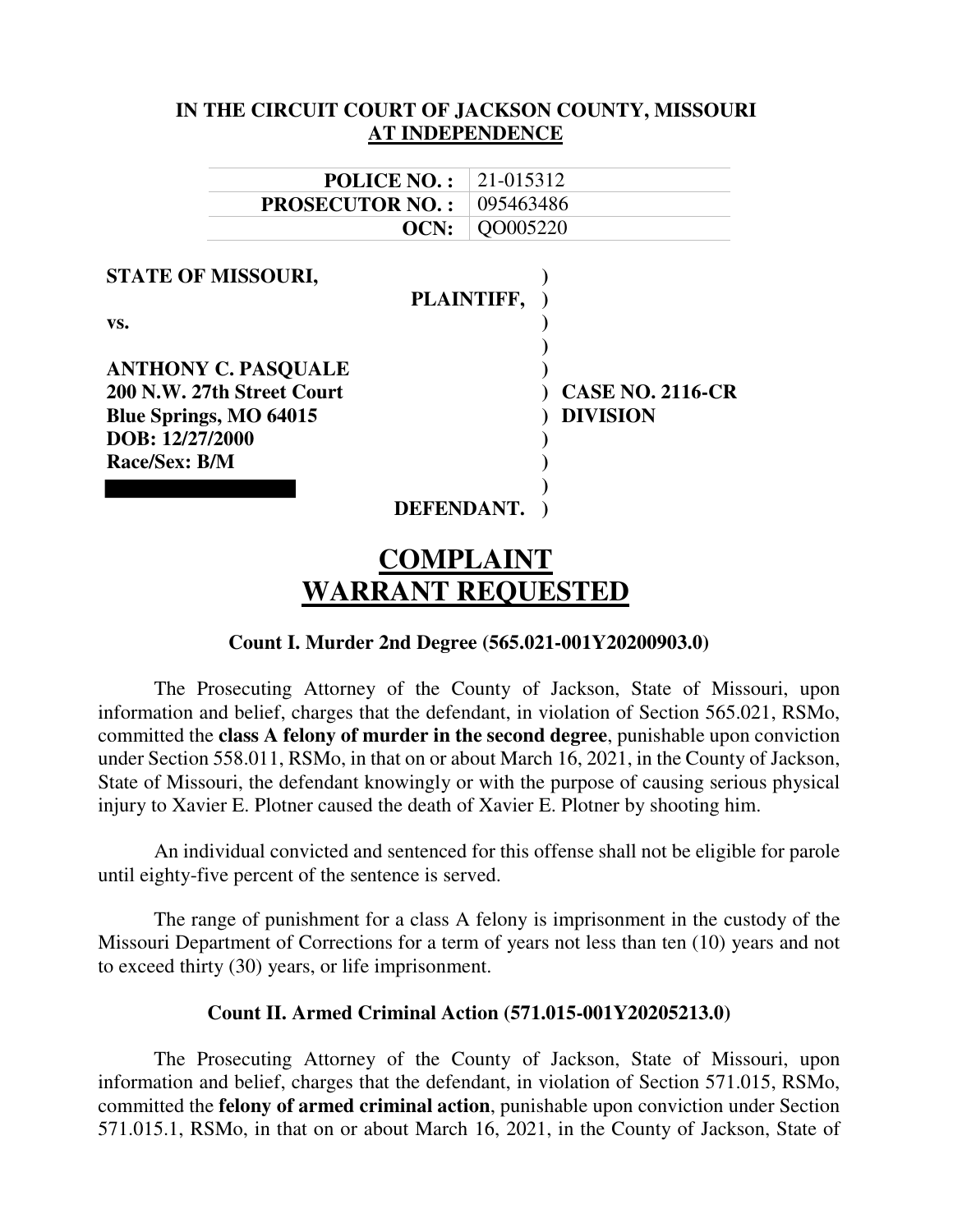**IN THE CIRCUIT COURT OF JACKSON COUNTY, MISSOURI**
**AT INDEPENDENCE**

| | |
|---|---|
| **POLICE NO. :** | 21-015312 |
| **PROSECUTOR NO. :** | 095463486 |
| **OCN:** | QO005220 |

| | | |
|---|---|---|
| **STATE OF MISSOURI,** | ) | |
| **PLAINTIFF,** | ) | |
| **vs.** | ) | |
| | ) | |
| **ANTHONY C. PASQUALE** | ) | |
| **200 N.W. 27th Street Court** | ) | **CASE NO. 2116-CR** |
| **Blue Springs, MO 64015** | ) | **DIVISION** |
| **DOB: 12/27/2000** | ) | |
| **Race/Sex: B/M** | ) | |
| | ) | |
| **DEFENDANT.** | ) | |

# COMPLAINT
# WARRANT REQUESTED

### Count I. Murder 2nd Degree (565.021-001Y20200903.0)

The Prosecuting Attorney of the County of Jackson, State of Missouri, upon information and belief, charges that the defendant, in violation of Section 565.021, RSMo, committed the **class A felony of murder in the second degree**, punishable upon conviction under Section 558.011, RSMo, in that on or about March 16, 2021, in the County of Jackson, State of Missouri, the defendant knowingly or with the purpose of causing serious physical injury to Xavier E. Plotner caused the death of Xavier E. Plotner by shooting him.

An individual convicted and sentenced for this offense shall not be eligible for parole until eighty-five percent of the sentence is served.

The range of punishment for a class A felony is imprisonment in the custody of the Missouri Department of Corrections for a term of years not less than ten (10) years and not to exceed thirty (30) years, or life imprisonment.

### Count II. Armed Criminal Action (571.015-001Y20205213.0)

The Prosecuting Attorney of the County of Jackson, State of Missouri, upon information and belief, charges that the defendant, in violation of Section 571.015, RSMo, committed the **felony of armed criminal action**, punishable upon conviction under Section 571.015.1, RSMo, in that on or about March 16, 2021, in the County of Jackson, State of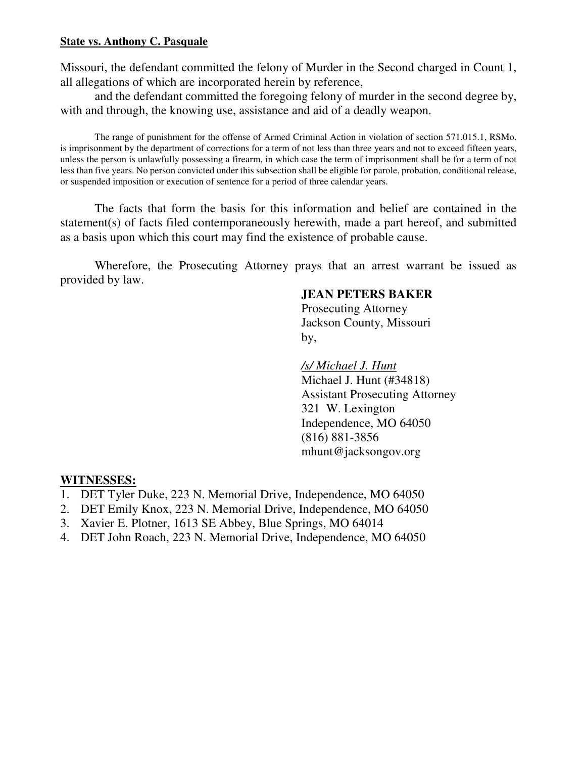**State vs. Anthony C. Pasquale**

Missouri, the defendant committed the felony of Murder in the Second charged in Count 1, all allegations of which are incorporated herein by reference,

and the defendant committed the foregoing felony of murder in the second degree by, with and through, the knowing use, assistance and aid of a deadly weapon.

The range of punishment for the offense of Armed Criminal Action in violation of section 571.015.1, RSMo. is imprisonment by the department of corrections for a term of not less than three years and not to exceed fifteen years, unless the person is unlawfully possessing a firearm, in which case the term of imprisonment shall be for a term of not less than five years. No person convicted under this subsection shall be eligible for parole, probation, conditional release, or suspended imposition or execution of sentence for a period of three calendar years.

The facts that form the basis for this information and belief are contained in the statement(s) of facts filed contemporaneously herewith, made a part hereof, and submitted as a basis upon which this court may find the existence of probable cause.

Wherefore, the Prosecuting Attorney prays that an arrest warrant be issued as provided by law.

**JEAN PETERS BAKER**
Prosecuting Attorney
Jackson County, Missouri
by,

*/s/ Michael J. Hunt*
Michael J. Hunt (#34818)
Assistant Prosecuting Attorney
321 W. Lexington
Independence, MO 64050
(816) 881-3856
mhunt@jacksongov.org

**WITNESSES:**

1. DET Tyler Duke, 223 N. Memorial Drive, Independence, MO 64050
2. DET Emily Knox, 223 N. Memorial Drive, Independence, MO 64050
3. Xavier E. Plotner, 1613 SE Abbey, Blue Springs, MO 64014
4. DET John Roach, 223 N. Memorial Drive, Independence, MO 64050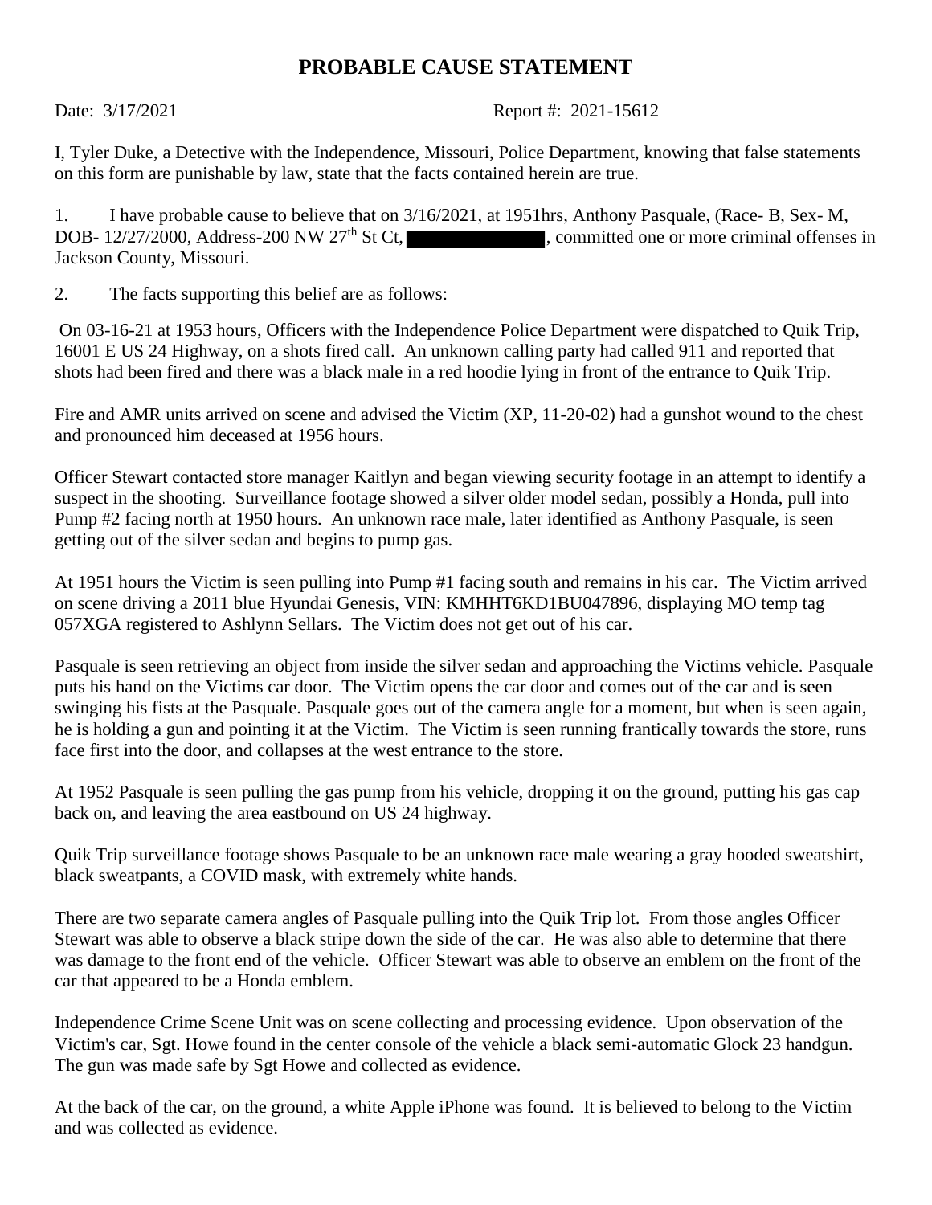# PROBABLE CAUSE STATEMENT

Date: 3/17/2021 Report #: 2021-15612

I, Tyler Duke, a Detective with the Independence, Missouri, Police Department, knowing that false statements on this form are punishable by law, state that the facts contained herein are true.

1. I have probable cause to believe that on 3/16/2021, at 1951hrs, Anthony Pasquale, (Race- B, Sex- M, DOB- 12/27/2000, Address-200 NW 27th St Ct, [REDACTED], committed one or more criminal offenses in Jackson County, Missouri.

2. The facts supporting this belief are as follows:

On 03-16-21 at 1953 hours, Officers with the Independence Police Department were dispatched to Quik Trip, 16001 E US 24 Highway, on a shots fired call. An unknown calling party had called 911 and reported that shots had been fired and there was a black male in a red hoodie lying in front of the entrance to Quik Trip.

Fire and AMR units arrived on scene and advised the Victim (XP, 11-20-02) had a gunshot wound to the chest and pronounced him deceased at 1956 hours.

Officer Stewart contacted store manager Kaitlyn and began viewing security footage in an attempt to identify a suspect in the shooting. Surveillance footage showed a silver older model sedan, possibly a Honda, pull into Pump #2 facing north at 1950 hours. An unknown race male, later identified as Anthony Pasquale, is seen getting out of the silver sedan and begins to pump gas.

At 1951 hours the Victim is seen pulling into Pump #1 facing south and remains in his car. The Victim arrived on scene driving a 2011 blue Hyundai Genesis, VIN: KMHHT6KD1BU047896, displaying MO temp tag 057XGA registered to Ashlynn Sellars. The Victim does not get out of his car.

Pasquale is seen retrieving an object from inside the silver sedan and approaching the Victims vehicle. Pasquale puts his hand on the Victims car door. The Victim opens the car door and comes out of the car and is seen swinging his fists at the Pasquale. Pasquale goes out of the camera angle for a moment, but when is seen again, he is holding a gun and pointing it at the Victim. The Victim is seen running frantically towards the store, runs face first into the door, and collapses at the west entrance to the store.

At 1952 Pasquale is seen pulling the gas pump from his vehicle, dropping it on the ground, putting his gas cap back on, and leaving the area eastbound on US 24 highway.

Quik Trip surveillance footage shows Pasquale to be an unknown race male wearing a gray hooded sweatshirt, black sweatpants, a COVID mask, with extremely white hands.

There are two separate camera angles of Pasquale pulling into the Quik Trip lot. From those angles Officer Stewart was able to observe a black stripe down the side of the car. He was also able to determine that there was damage to the front end of the vehicle. Officer Stewart was able to observe an emblem on the front of the car that appeared to be a Honda emblem.

Independence Crime Scene Unit was on scene collecting and processing evidence. Upon observation of the Victim's car, Sgt. Howe found in the center console of the vehicle a black semi-automatic Glock 23 handgun. The gun was made safe by Sgt Howe and collected as evidence.

At the back of the car, on the ground, a white Apple iPhone was found. It is believed to belong to the Victim and was collected as evidence.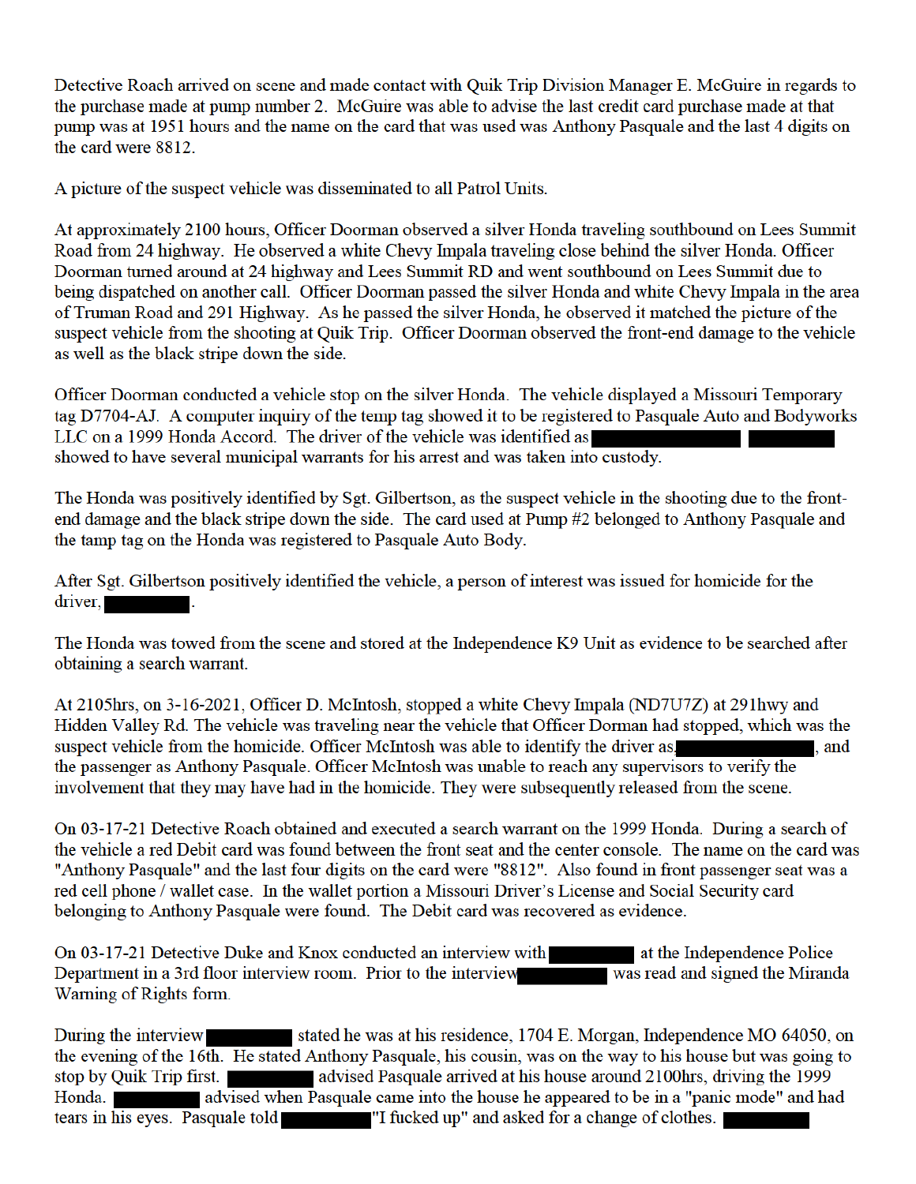Detective Roach arrived on scene and made contact with Quik Trip Division Manager E. McGuire in regards to the purchase made at pump number 2. McGuire was able to advise the last credit card purchase made at that pump was at 1951 hours and the name on the card that was used was Anthony Pasquale and the last 4 digits on the card were 8812.

A picture of the suspect vehicle was disseminated to all Patrol Units.

At approximately 2100 hours, Officer Doorman observed a silver Honda traveling southbound on Lees Summit Road from 24 highway. He observed a white Chevy Impala traveling close behind the silver Honda. Officer Doorman turned around at 24 highway and Lees Summit RD and went southbound on Lees Summit due to being dispatched on another call. Officer Doorman passed the silver Honda and white Chevy Impala in the area of Truman Road and 291 Highway. As he passed the silver Honda, he observed it matched the picture of the suspect vehicle from the shooting at Quik Trip. Officer Doorman observed the front-end damage to the vehicle as well as the black stripe down the side.

Officer Doorman conducted a vehicle stop on the silver Honda. The vehicle displayed a Missouri Temporary tag D7704-AJ. A computer inquiry of the temp tag showed it to be registered to Pasquale Auto and Bodyworks LLC on a 1999 Honda Accord. The driver of the vehicle was identified as [REDACTED] [REDACTED] showed to have several municipal warrants for his arrest and was taken into custody.

The Honda was positively identified by Sgt. Gilbertson, as the suspect vehicle in the shooting due to the front-end damage and the black stripe down the side. The card used at Pump #2 belonged to Anthony Pasquale and the tamp tag on the Honda was registered to Pasquale Auto Body.

After Sgt. Gilbertson positively identified the vehicle, a person of interest was issued for homicide for the driver, [REDACTED].

The Honda was towed from the scene and stored at the Independence K9 Unit as evidence to be searched after obtaining a search warrant.

At 2105hrs, on 3-16-2021, Officer D. McIntosh, stopped a white Chevy Impala (ND7U7Z) at 291hwy and Hidden Valley Rd. The vehicle was traveling near the vehicle that Officer Dorman had stopped, which was the suspect vehicle from the homicide. Officer McIntosh was able to identify the driver as [REDACTED], and the passenger as Anthony Pasquale. Officer McIntosh was unable to reach any supervisors to verify the involvement that they may have had in the homicide. They were subsequently released from the scene.

On 03-17-21 Detective Roach obtained and executed a search warrant on the 1999 Honda. During a search of the vehicle a red Debit card was found between the front seat and the center console. The name on the card was "Anthony Pasquale" and the last four digits on the card were "8812". Also found in front passenger seat was a red cell phone / wallet case. In the wallet portion a Missouri Driver's License and Social Security card belonging to Anthony Pasquale were found. The Debit card was recovered as evidence.

On 03-17-21 Detective Duke and Knox conducted an interview with [REDACTED] at the Independence Police Department in a 3rd floor interview room. Prior to the interview [REDACTED] was read and signed the Miranda Warning of Rights form.

During the interview [REDACTED] stated he was at his residence, 1704 E. Morgan, Independence MO 64050, on the evening of the 16th. He stated Anthony Pasquale, his cousin, was on the way to his house but was going to stop by Quik Trip first. [REDACTED] advised Pasquale arrived at his house around 2100hrs, driving the 1999 Honda. [REDACTED] advised when Pasquale came into the house he appeared to be in a "panic mode" and had tears in his eyes. Pasquale told [REDACTED] "I fucked up" and asked for a change of clothes. [REDACTED]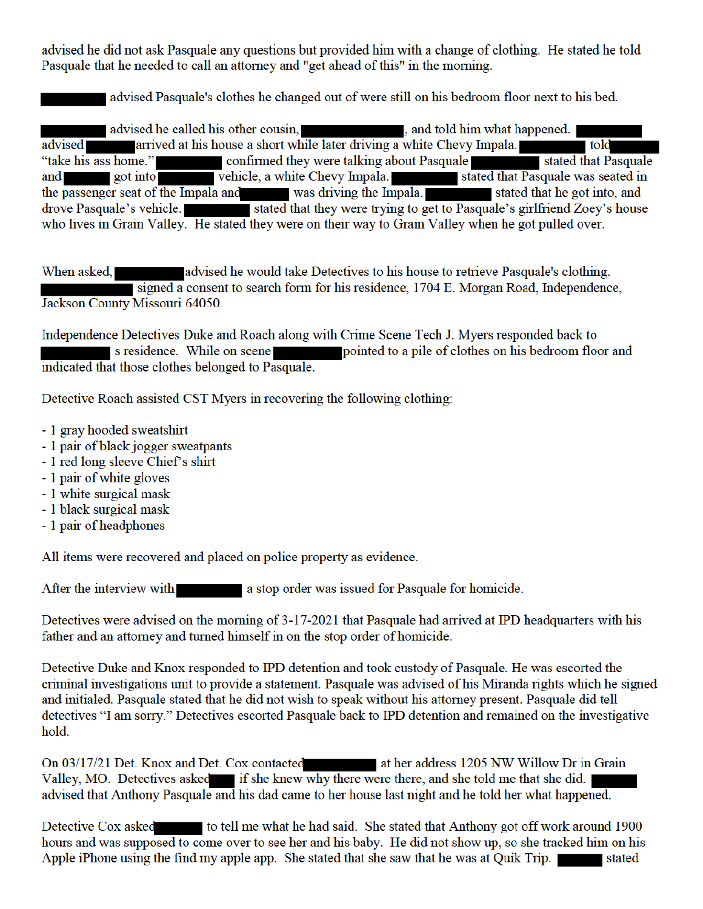advised he did not ask Pasquale any questions but provided him with a change of clothing. He stated he told Pasquale that he needed to call an attorney and "get ahead of this" in the morning.

[REDACTED] advised Pasquale's clothes he changed out of were still on his bedroom floor next to his bed.

[REDACTED] advised he called his other cousin, [REDACTED], and told him what happened. [REDACTED] advised [REDACTED] arrived at his house a short while later driving a white Chevy Impala. [REDACTED] told [REDACTED] "take his ass home." [REDACTED] confirmed they were talking about Pasquale [REDACTED] stated that Pasquale and [REDACTED] got into [REDACTED] vehicle, a white Chevy Impala. [REDACTED] stated that Pasquale was seated in the passenger seat of the Impala and [REDACTED] was driving the Impala. [REDACTED] stated that he got into, and drove Pasquale's vehicle. [REDACTED] stated that they were trying to get to Pasquale's girlfriend Zoey's house who lives in Grain Valley. He stated they were on their way to Grain Valley when he got pulled over.

When asked, [REDACTED] advised he would take Detectives to his house to retrieve Pasquale's clothing. [REDACTED] signed a consent to search form for his residence, 1704 E. Morgan Road, Independence, Jackson County Missouri 64050.

Independence Detectives Duke and Roach along with Crime Scene Tech J. Myers responded back to [REDACTED] s residence. While on scene [REDACTED] pointed to a pile of clothes on his bedroom floor and indicated that those clothes belonged to Pasquale.

Detective Roach assisted CST Myers in recovering the following clothing:

- 1 gray hooded sweatshirt
- 1 pair of black jogger sweatpants
- 1 red long sleeve Chief's shirt
- 1 pair of white gloves
- 1 white surgical mask
- 1 black surgical mask
- 1 pair of headphones

All items were recovered and placed on police property as evidence.

After the interview with [REDACTED] a stop order was issued for Pasquale for homicide.

Detectives were advised on the morning of 3-17-2021 that Pasquale had arrived at IPD headquarters with his father and an attorney and turned himself in on the stop order of homicide.

Detective Duke and Knox responded to IPD detention and took custody of Pasquale. He was escorted the criminal investigations unit to provide a statement. Pasquale was advised of his Miranda rights which he signed and initialed. Pasquale stated that he did not wish to speak without his attorney present. Pasquale did tell detectives "I am sorry." Detectives escorted Pasquale back to IPD detention and remained on the investigative hold.

On 03/17/21 Det. Knox and Det. Cox contacted [REDACTED] at her address 1205 NW Willow Dr in Grain Valley, MO. Detectives asked [REDACTED] if she knew why there were there, and she told me that she did. [REDACTED] advised that Anthony Pasquale and his dad came to her house last night and he told her what happened.

Detective Cox asked [REDACTED] to tell me what he had said. She stated that Anthony got off work around 1900 hours and was supposed to come over to see her and his baby. He did not show up, so she tracked him on his Apple iPhone using the find my apple app. She stated that she saw that he was at Quik Trip. [REDACTED] stated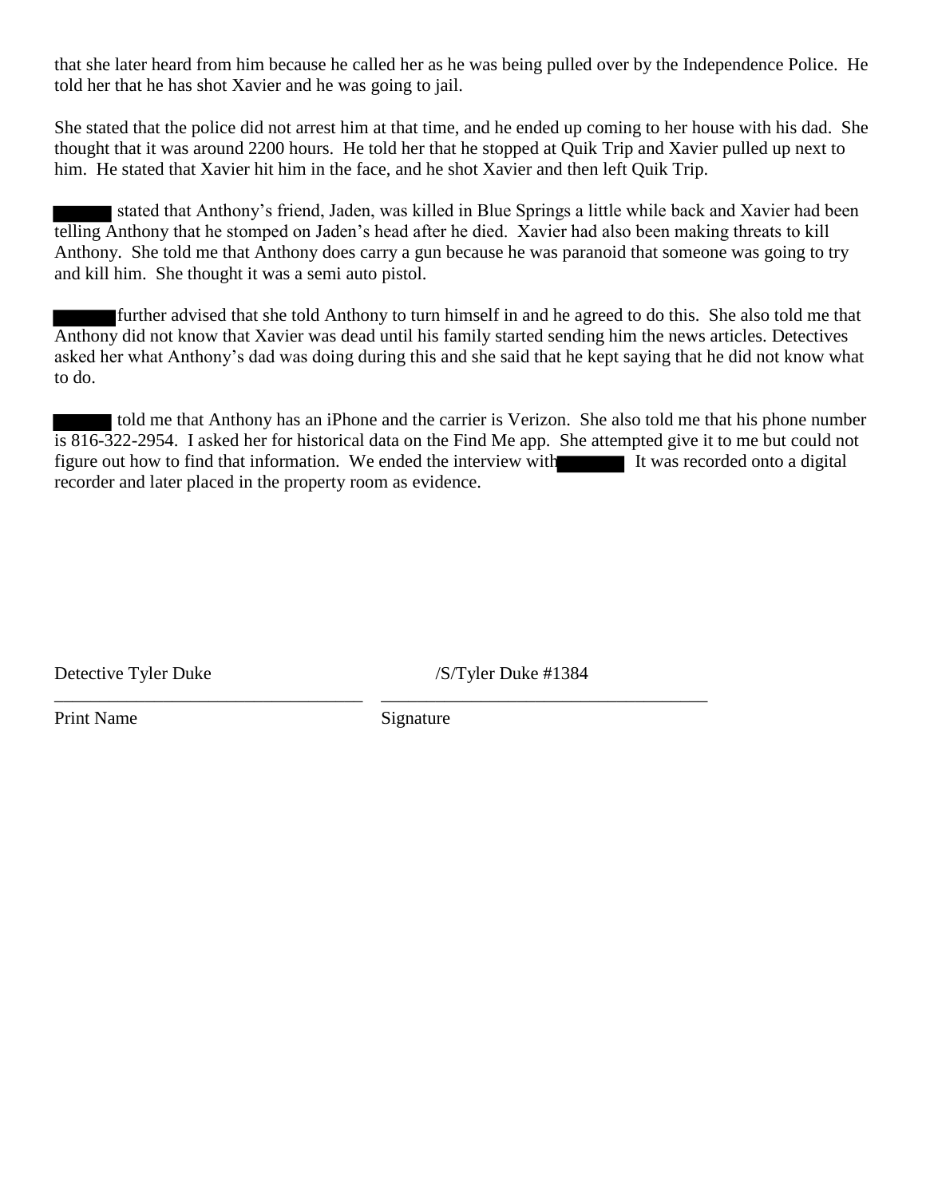that she later heard from him because he called her as he was being pulled over by the Independence Police. He told her that he has shot Xavier and he was going to jail.

She stated that the police did not arrest him at that time, and he ended up coming to her house with his dad. She thought that it was around 2200 hours. He told her that he stopped at Quik Trip and Xavier pulled up next to him. He stated that Xavier hit him in the face, and he shot Xavier and then left Quik Trip.

██████ stated that Anthony's friend, Jaden, was killed in Blue Springs a little while back and Xavier had been telling Anthony that he stomped on Jaden's head after he died. Xavier had also been making threats to kill Anthony. She told me that Anthony does carry a gun because he was paranoid that someone was going to try and kill him. She thought it was a semi auto pistol.

██████ further advised that she told Anthony to turn himself in and he agreed to do this. She also told me that Anthony did not know that Xavier was dead until his family started sending him the news articles. Detectives asked her what Anthony's dad was doing during this and she said that he kept saying that he did not know what to do.

██████ told me that Anthony has an iPhone and the carrier is Verizon. She also told me that his phone number is 816-322-2954. I asked her for historical data on the Find Me app. She attempted give it to me but could not figure out how to find that information. We ended the interview with ██████ It was recorded onto a digital recorder and later placed in the property room as evidence.

| | |
|---|---|
| Detective Tyler Duke | /S/Tyler Duke #1384 |
| Print Name | Signature |